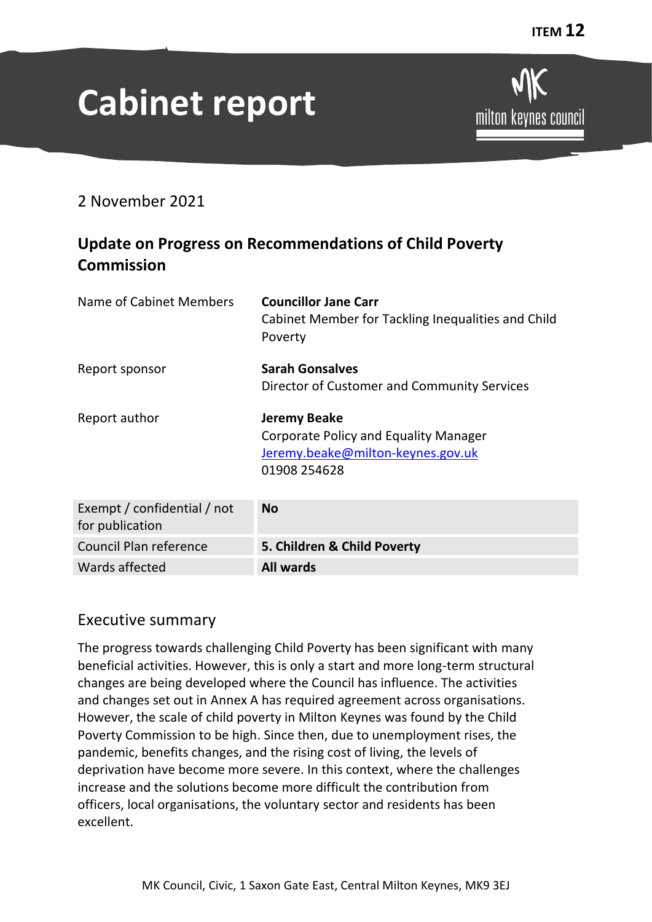ITEM 12

# Cabinet report

2 November 2021

## Update on Progress on Recommendations of Child Poverty Commission

| | |
|---|---|
| Name of Cabinet Members | **Councillor Jane Carr**<br>Cabinet Member for Tackling Inequalities and Child Poverty |
| Report sponsor | **Sarah Gonsalves**<br>Director of Customer and Community Services |
| Report author | **Jeremy Beake**<br>Corporate Policy and Equality Manager<br>Jeremy.beake@milton-keynes.gov.uk<br>01908 254628 |

| | |
|---|---|
| Exempt / confidential / not for publication | **No** |
| Council Plan reference | **5. Children & Child Poverty** |
| Wards affected | **All wards** |

## Executive summary

The progress towards challenging Child Poverty has been significant with many beneficial activities. However, this is only a start and more long-term structural changes are being developed where the Council has influence. The activities and changes set out in Annex A has required agreement across organisations. However, the scale of child poverty in Milton Keynes was found by the Child Poverty Commission to be high. Since then, due to unemployment rises, the pandemic, benefits changes, and the rising cost of living, the levels of deprivation have become more severe. In this context, where the challenges increase and the solutions become more difficult the contribution from officers, local organisations, the voluntary sector and residents has been excellent.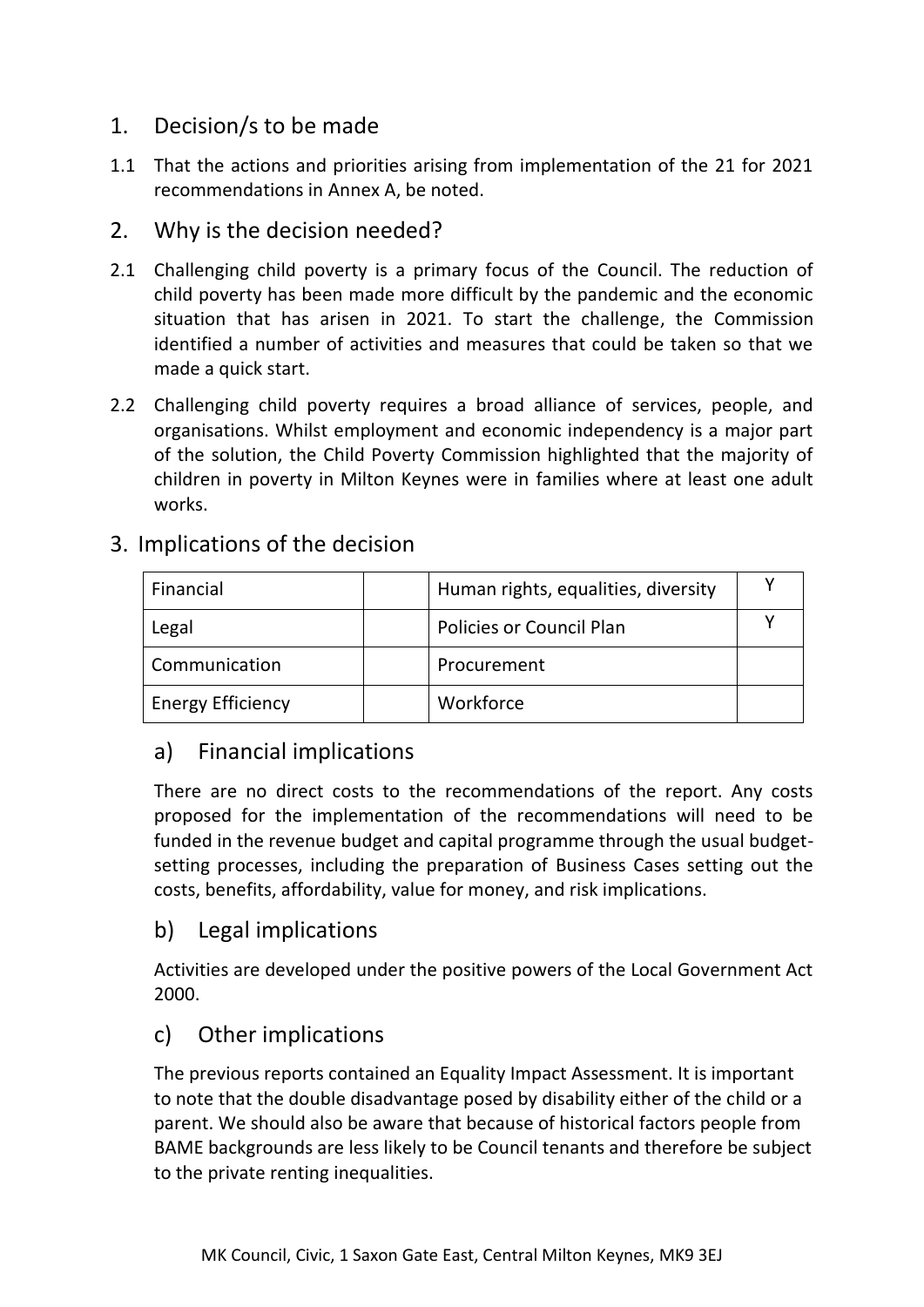## 1. Decision/s to be made

1.1 That the actions and priorities arising from implementation of the 21 for 2021 recommendations in Annex A, be noted.

## 2. Why is the decision needed?

2.1 Challenging child poverty is a primary focus of the Council. The reduction of child poverty has been made more difficult by the pandemic and the economic situation that has arisen in 2021. To start the challenge, the Commission identified a number of activities and measures that could be taken so that we made a quick start.

2.2 Challenging child poverty requires a broad alliance of services, people, and organisations. Whilst employment and economic independency is a major part of the solution, the Child Poverty Commission highlighted that the majority of children in poverty in Milton Keynes were in families where at least one adult works.

## 3. Implications of the decision

| Financial | | Human rights, equalities, diversity | Y |
|---|---|---|---|
| Legal | | Policies or Council Plan | Y |
| Communication | | Procurement | |
| Energy Efficiency | | Workforce | |

### a) Financial implications

There are no direct costs to the recommendations of the report. Any costs proposed for the implementation of the recommendations will need to be funded in the revenue budget and capital programme through the usual budget-setting processes, including the preparation of Business Cases setting out the costs, benefits, affordability, value for money, and risk implications.

### b) Legal implications

Activities are developed under the positive powers of the Local Government Act 2000.

### c) Other implications

The previous reports contained an Equality Impact Assessment. It is important to note that the double disadvantage posed by disability either of the child or a parent. We should also be aware that because of historical factors people from BAME backgrounds are less likely to be Council tenants and therefore be subject to the private renting inequalities.

MK Council, Civic, 1 Saxon Gate East, Central Milton Keynes, MK9 3EJ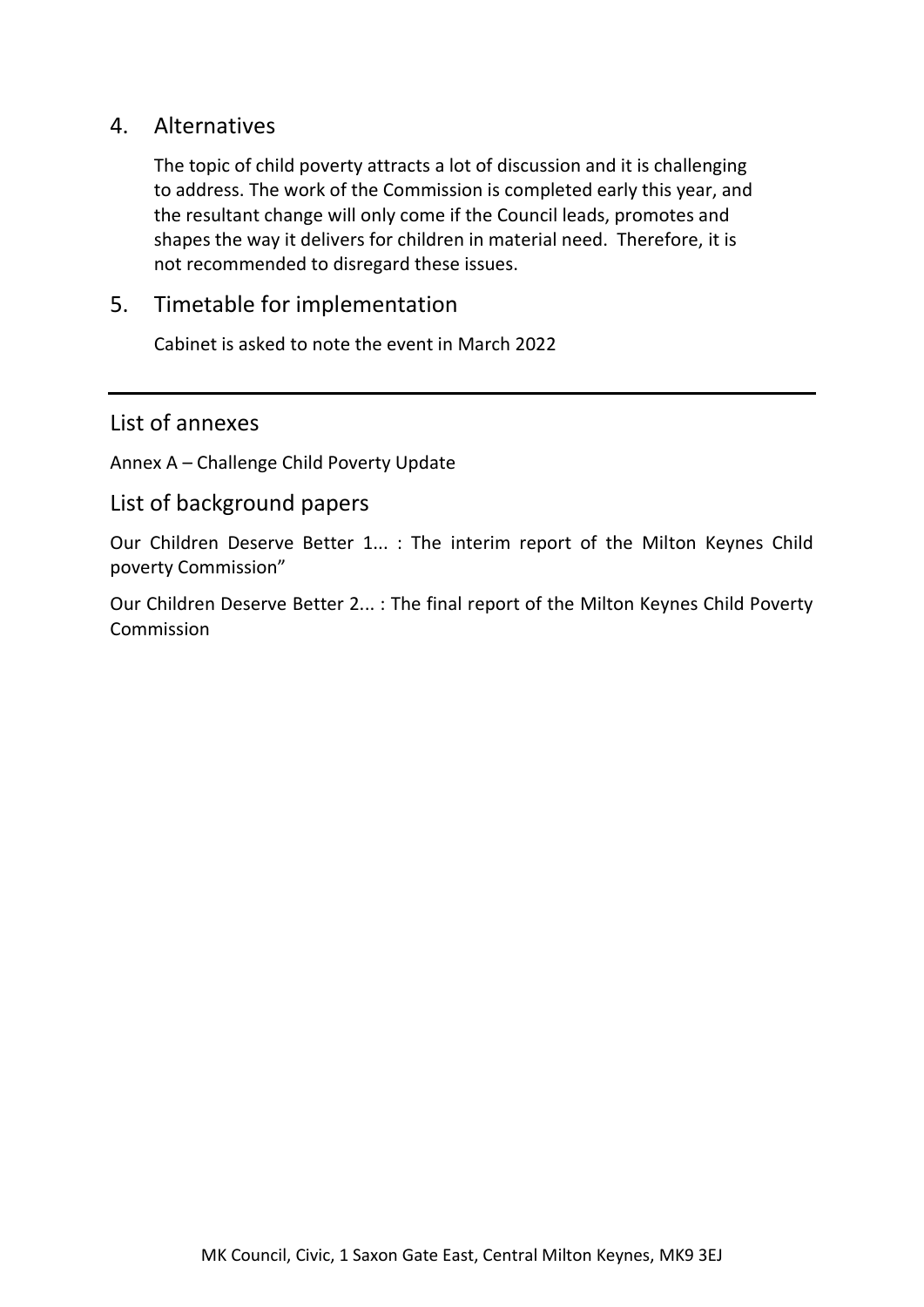## 4. Alternatives

The topic of child poverty attracts a lot of discussion and it is challenging to address. The work of the Commission is completed early this year, and the resultant change will only come if the Council leads, promotes and shapes the way it delivers for children in material need. Therefore, it is not recommended to disregard these issues.

## 5. Timetable for implementation

Cabinet is asked to note the event in March 2022

---

## List of annexes

Annex A – Challenge Child Poverty Update

## List of background papers

Our Children Deserve Better 1... : The interim report of the Milton Keynes Child poverty Commission"

Our Children Deserve Better 2... : The final report of the Milton Keynes Child Poverty Commission